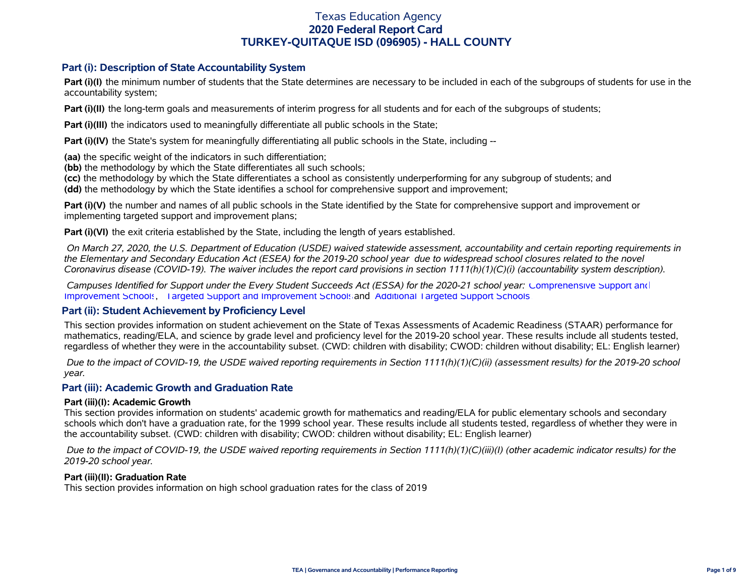# Texas Education Agency
## 2020 Federal Report Card
## TURKEY-QUITAQUE ISD (096905) - HALL COUNTY

### Part (i): Description of State Accountability System

**Part (i)(I)** the minimum number of students that the State determines are necessary to be included in each of the subgroups of students for use in the accountability system;

**Part (i)(II)** the long-term goals and measurements of interim progress for all students and for each of the subgroups of students;

**Part (i)(III)** the indicators used to meaningfully differentiate all public schools in the State;

**Part (i)(IV)** the State's system for meaningfully differentiating all public schools in the State, including --

**(aa)** the specific weight of the indicators in such differentiation;
**(bb)** the methodology by which the State differentiates all such schools;
**(cc)** the methodology by which the State differentiates a school as consistently underperforming for any subgroup of students; and
**(dd)** the methodology by which the State identifies a school for comprehensive support and improvement;

**Part (i)(V)** the number and names of all public schools in the State identified by the State for comprehensive support and improvement or implementing targeted support and improvement plans;

**Part (i)(VI)** the exit criteria established by the State, including the length of years established.

*On March 27, 2020, the U.S. Department of Education (USDE) waived statewide assessment, accountability and certain reporting requirements in the Elementary and Secondary Education Act (ESEA) for the 2019-20 school year due to widespread school closures related to the novel Coronavirus disease (COVID-19). The waiver includes the report card provisions in section 1111(h)(1)(C)(i) (accountability system description).*

*Campuses Identified for Support under the Every Student Succeeds Act (ESSA) for the 2020-21 school year:* Comprehensive Support and Improvement Schools, Targeted Support and Improvement Schools and Additional Targeted Support Schools

### Part (ii): Student Achievement by Proficiency Level

This section provides information on student achievement on the State of Texas Assessments of Academic Readiness (STAAR) performance for mathematics, reading/ELA, and science by grade level and proficiency level for the 2019-20 school year. These results include all students tested, regardless of whether they were in the accountability subset. (CWD: children with disability; CWOD: children without disability; EL: English learner)

*Due to the impact of COVID-19, the USDE waived reporting requirements in Section 1111(h)(1)(C)(ii) (assessment results) for the 2019-20 school year.*

### Part (iii): Academic Growth and Graduation Rate

#### Part (iii)(I): Academic Growth

This section provides information on students' academic growth for mathematics and reading/ELA for public elementary schools and secondary schools which don't have a graduation rate, for the 1999 school year. These results include all students tested, regardless of whether they were in the accountability subset. (CWD: children with disability; CWOD: children without disability; EL: English learner)

*Due to the impact of COVID-19, the USDE waived reporting requirements in Section 1111(h)(1)(C)(iii)(I) (other academic indicator results) for the 2019-20 school year.*

#### Part (iii)(II): Graduation Rate

This section provides information on high school graduation rates for the class of 2019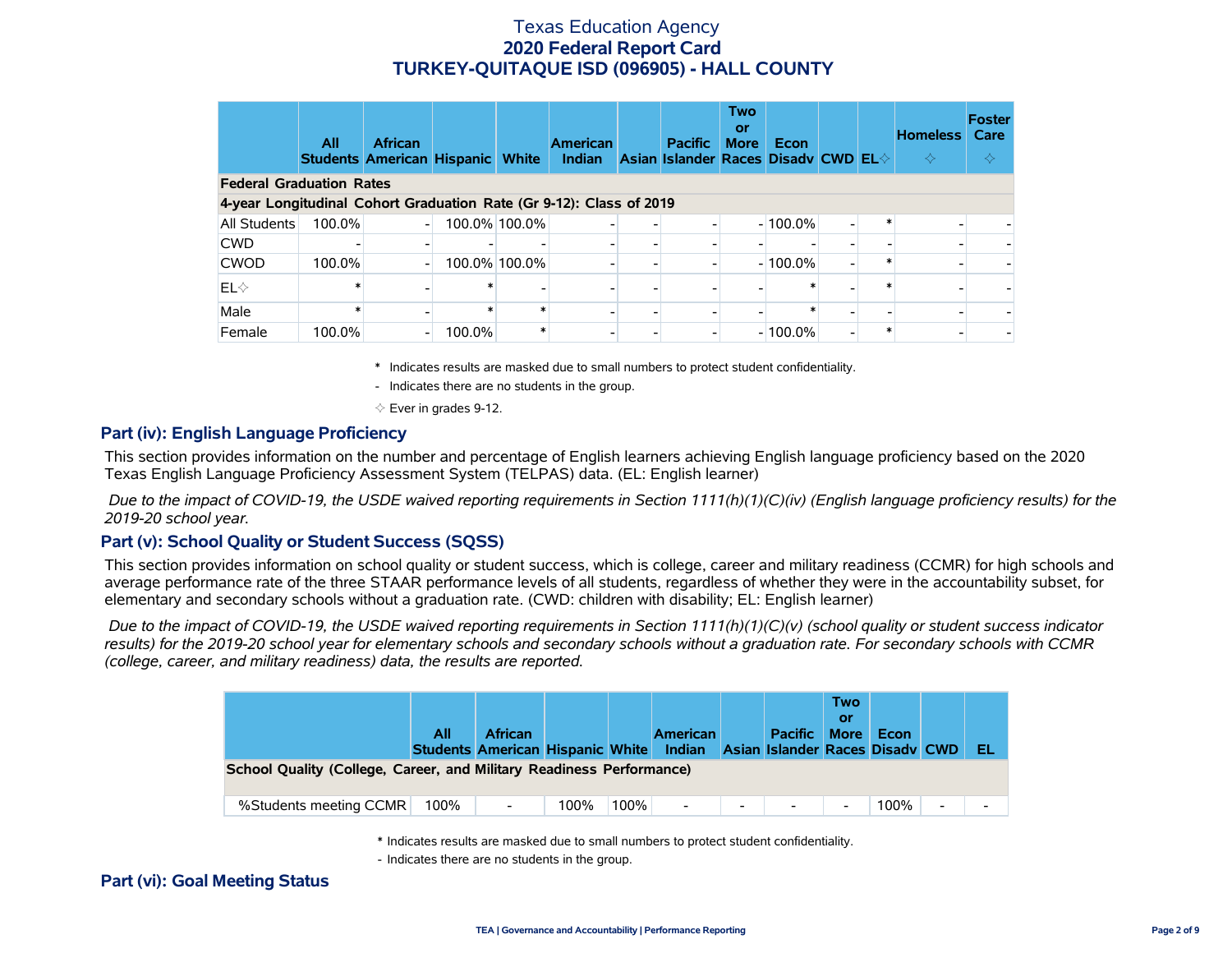# Texas Education Agency
## 2020 Federal Report Card
## TURKEY-QUITAQUE ISD (096905) - HALL COUNTY

| | All Students | African American | Hispanic | White | American Indian | Asian | Pacific Islander | Two or More Races | Econ Disadv | CWD | EL✧ | Homeless ✧ | Foster Care ✧ |
|---|---|---|---|---|---|---|---|---|---|---|---|---|---|
| **Federal Graduation Rates** | | | | | | | | | | | | | |
| **4-year Longitudinal Cohort Graduation Rate (Gr 9-12): Class of 2019** | | | | | | | | | | | | | |
| All Students | 100.0% | - | 100.0% | 100.0% | - | - | - | - | 100.0% | - | * | - | - |
| CWD | - | - | - | - | - | - | - | - | - | - | - | - | - |
| CWOD | 100.0% | - | 100.0% | 100.0% | - | - | - | - | 100.0% | - | * | - | - |
| EL✧ | * | - | * | - | - | - | - | - | * | - | * | - | - |
| Male | * | - | * | * | - | - | - | - | * | - | - | - | - |
| Female | 100.0% | - | 100.0% | * | - | - | - | - | 100.0% | - | * | - | - |

\* Indicates results are masked due to small numbers to protect student confidentiality.

\- Indicates there are no students in the group.

✧ Ever in grades 9-12.

### Part (iv): English Language Proficiency

This section provides information on the number and percentage of English learners achieving English language proficiency based on the 2020 Texas English Language Proficiency Assessment System (TELPAS) data. (EL: English learner)

*Due to the impact of COVID-19, the USDE waived reporting requirements in Section 1111(h)(1)(C)(iv) (English language proficiency results) for the 2019-20 school year.*

### Part (v): School Quality or Student Success (SQSS)

This section provides information on school quality or student success, which is college, career and military readiness (CCMR) for high schools and average performance rate of the three STAAR performance levels of all students, regardless of whether they were in the accountability subset, for elementary and secondary schools without a graduation rate. (CWD: children with disability; EL: English learner)

*Due to the impact of COVID-19, the USDE waived reporting requirements in Section 1111(h)(1)(C)(v) (school quality or student success indicator results) for the 2019-20 school year for elementary schools and secondary schools without a graduation rate. For secondary schools with CCMR (college, career, and military readiness) data, the results are reported.*

| | All Students | African American | Hispanic | White | American Indian | Asian | Pacific Islander | Two or More Races | Econ Disadv | CWD | EL |
|---|---|---|---|---|---|---|---|---|---|---|---|
| **School Quality (College, Career, and Military Readiness Performance)** | | | | | | | | | | | |
| %Students meeting CCMR | 100% | - | 100% | 100% | - | - | - | - | 100% | - | - |

\* Indicates results are masked due to small numbers to protect student confidentiality.

\- Indicates there are no students in the group.

### Part (vi): Goal Meeting Status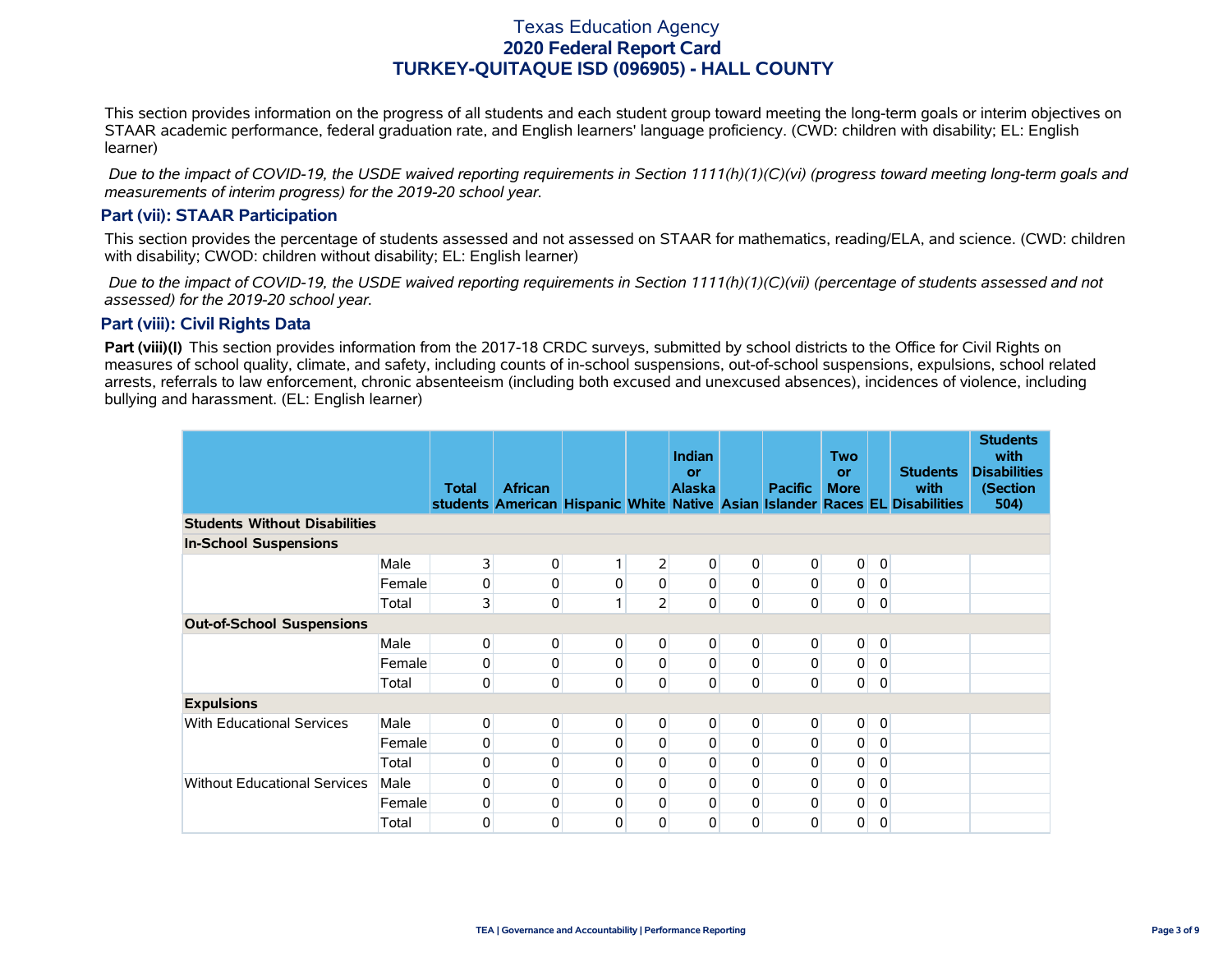# Texas Education Agency
## 2020 Federal Report Card
## TURKEY-QUITAQUE ISD (096905) - HALL COUNTY

This section provides information on the progress of all students and each student group toward meeting the long-term goals or interim objectives on STAAR academic performance, federal graduation rate, and English learners' language proficiency. (CWD: children with disability; EL: English learner)

*Due to the impact of COVID-19, the USDE waived reporting requirements in Section 1111(h)(1)(C)(vi) (progress toward meeting long-term goals and measurements of interim progress) for the 2019-20 school year.*

### Part (vii): STAAR Participation

This section provides the percentage of students assessed and not assessed on STAAR for mathematics, reading/ELA, and science. (CWD: children with disability; CWOD: children without disability; EL: English learner)

*Due to the impact of COVID-19, the USDE waived reporting requirements in Section 1111(h)(1)(C)(vii) (percentage of students assessed and not assessed) for the 2019-20 school year.*

### Part (viii): Civil Rights Data

**Part (viii)(I)** This section provides information from the 2017-18 CRDC surveys, submitted by school districts to the Office for Civil Rights on measures of school quality, climate, and safety, including counts of in-school suspensions, out-of-school suspensions, expulsions, school related arrests, referrals to law enforcement, chronic absenteeism (including both excused and unexcused absences), incidences of violence, including bullying and harassment. (EL: English learner)

| | | Total students | African American | Hispanic | White | Indian or Alaska Native | Asian | Pacific Islander | Two or More Races | EL | Students with Disabilities | Students with Disabilities (Section 504) |
|---|---|---|---|---|---|---|---|---|---|---|---|---|
| **Students Without Disabilities** | | | | | | | | | | | | |
| **In-School Suspensions** | | | | | | | | | | | | |
| | Male | 3 | 0 | 1 | 2 | 0 | 0 | 0 | 0 | 0 | | |
| | Female | 0 | 0 | 0 | 0 | 0 | 0 | 0 | 0 | 0 | | |
| | Total | 3 | 0 | 1 | 2 | 0 | 0 | 0 | 0 | 0 | | |
| **Out-of-School Suspensions** | | | | | | | | | | | | |
| | Male | 0 | 0 | 0 | 0 | 0 | 0 | 0 | 0 | 0 | | |
| | Female | 0 | 0 | 0 | 0 | 0 | 0 | 0 | 0 | 0 | | |
| | Total | 0 | 0 | 0 | 0 | 0 | 0 | 0 | 0 | 0 | | |
| **Expulsions** | | | | | | | | | | | | |
| With Educational Services | Male | 0 | 0 | 0 | 0 | 0 | 0 | 0 | 0 | 0 | | |
| | Female | 0 | 0 | 0 | 0 | 0 | 0 | 0 | 0 | 0 | | |
| | Total | 0 | 0 | 0 | 0 | 0 | 0 | 0 | 0 | 0 | | |
| Without Educational Services | Male | 0 | 0 | 0 | 0 | 0 | 0 | 0 | 0 | 0 | | |
| | Female | 0 | 0 | 0 | 0 | 0 | 0 | 0 | 0 | 0 | | |
| | Total | 0 | 0 | 0 | 0 | 0 | 0 | 0 | 0 | 0 | | |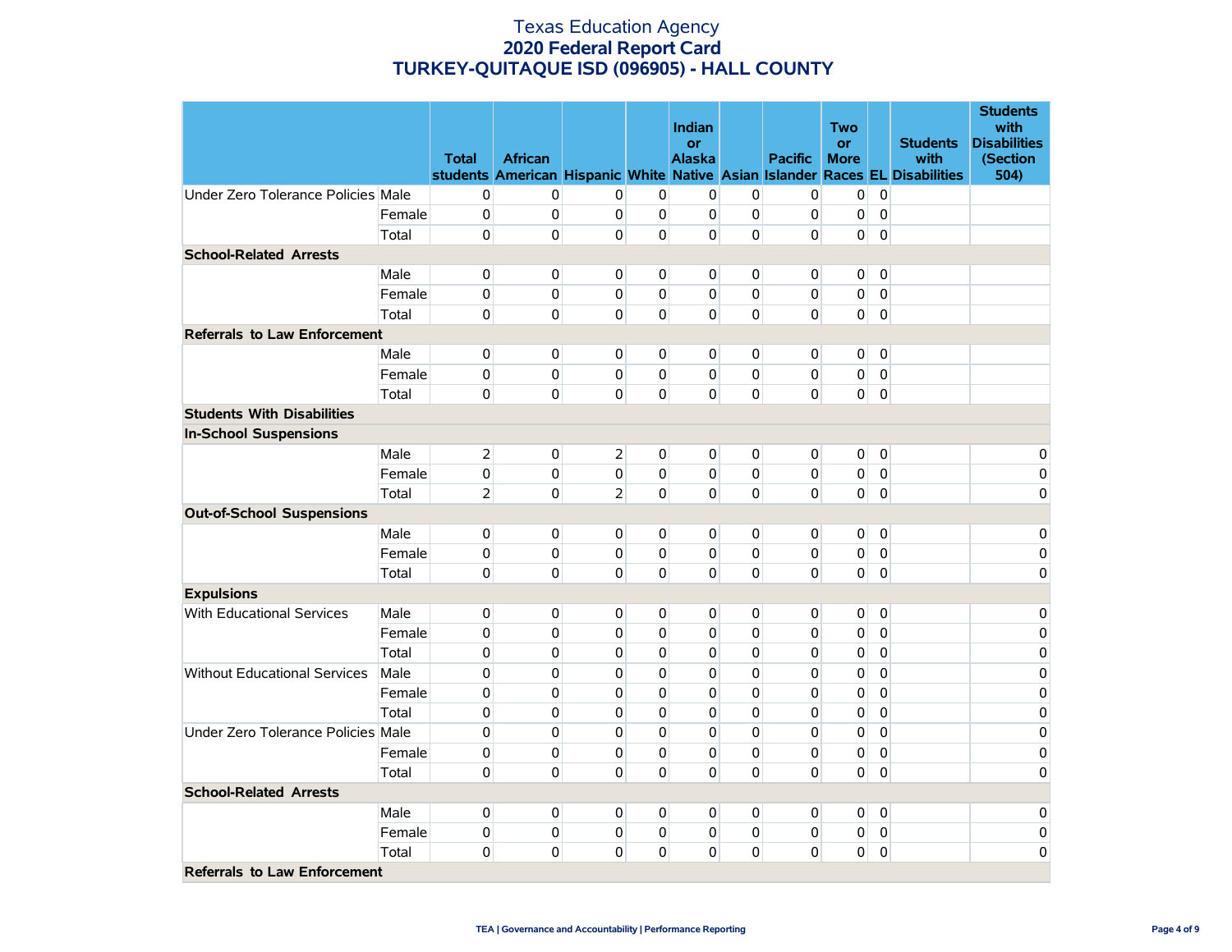# Texas Education Agency
## 2020 Federal Report Card
## TURKEY-QUITAQUE ISD (096905) - HALL COUNTY

| | | Total students | African American | Hispanic | White | Indian or Alaska Native | Asian | Pacific Islander | Two or More Races | EL | Students with Disabilities | Students with Disabilities (Section 504) |
|---|---|---|---|---|---|---|---|---|---|---|---|---|
| Under Zero Tolerance Policies | Male | 0 | 0 | 0 | 0 | 0 | 0 | 0 | 0 | 0 | | |
| | Female | 0 | 0 | 0 | 0 | 0 | 0 | 0 | 0 | 0 | | |
| | Total | 0 | 0 | 0 | 0 | 0 | 0 | 0 | 0 | 0 | | |
| **School-Related Arrests** | | | | | | | | | | | | |
| | Male | 0 | 0 | 0 | 0 | 0 | 0 | 0 | 0 | 0 | | |
| | Female | 0 | 0 | 0 | 0 | 0 | 0 | 0 | 0 | 0 | | |
| | Total | 0 | 0 | 0 | 0 | 0 | 0 | 0 | 0 | 0 | | |
| **Referrals to Law Enforcement** | | | | | | | | | | | | |
| | Male | 0 | 0 | 0 | 0 | 0 | 0 | 0 | 0 | 0 | | |
| | Female | 0 | 0 | 0 | 0 | 0 | 0 | 0 | 0 | 0 | | |
| | Total | 0 | 0 | 0 | 0 | 0 | 0 | 0 | 0 | 0 | | |
| **Students With Disabilities** | | | | | | | | | | | | |
| **In-School Suspensions** | | | | | | | | | | | | |
| | Male | 2 | 0 | 2 | 0 | 0 | 0 | 0 | 0 | 0 | | 0 |
| | Female | 0 | 0 | 0 | 0 | 0 | 0 | 0 | 0 | 0 | | 0 |
| | Total | 2 | 0 | 2 | 0 | 0 | 0 | 0 | 0 | 0 | | 0 |
| **Out-of-School Suspensions** | | | | | | | | | | | | |
| | Male | 0 | 0 | 0 | 0 | 0 | 0 | 0 | 0 | 0 | | 0 |
| | Female | 0 | 0 | 0 | 0 | 0 | 0 | 0 | 0 | 0 | | 0 |
| | Total | 0 | 0 | 0 | 0 | 0 | 0 | 0 | 0 | 0 | | 0 |
| **Expulsions** | | | | | | | | | | | | |
| With Educational Services | Male | 0 | 0 | 0 | 0 | 0 | 0 | 0 | 0 | 0 | | 0 |
| | Female | 0 | 0 | 0 | 0 | 0 | 0 | 0 | 0 | 0 | | 0 |
| | Total | 0 | 0 | 0 | 0 | 0 | 0 | 0 | 0 | 0 | | 0 |
| Without Educational Services | Male | 0 | 0 | 0 | 0 | 0 | 0 | 0 | 0 | 0 | | 0 |
| | Female | 0 | 0 | 0 | 0 | 0 | 0 | 0 | 0 | 0 | | 0 |
| | Total | 0 | 0 | 0 | 0 | 0 | 0 | 0 | 0 | 0 | | 0 |
| Under Zero Tolerance Policies | Male | 0 | 0 | 0 | 0 | 0 | 0 | 0 | 0 | 0 | | 0 |
| | Female | 0 | 0 | 0 | 0 | 0 | 0 | 0 | 0 | 0 | | 0 |
| | Total | 0 | 0 | 0 | 0 | 0 | 0 | 0 | 0 | 0 | | 0 |
| **School-Related Arrests** | | | | | | | | | | | | |
| | Male | 0 | 0 | 0 | 0 | 0 | 0 | 0 | 0 | 0 | | 0 |
| | Female | 0 | 0 | 0 | 0 | 0 | 0 | 0 | 0 | 0 | | 0 |
| | Total | 0 | 0 | 0 | 0 | 0 | 0 | 0 | 0 | 0 | | 0 |
| **Referrals to Law Enforcement** | | | | | | | | | | | | |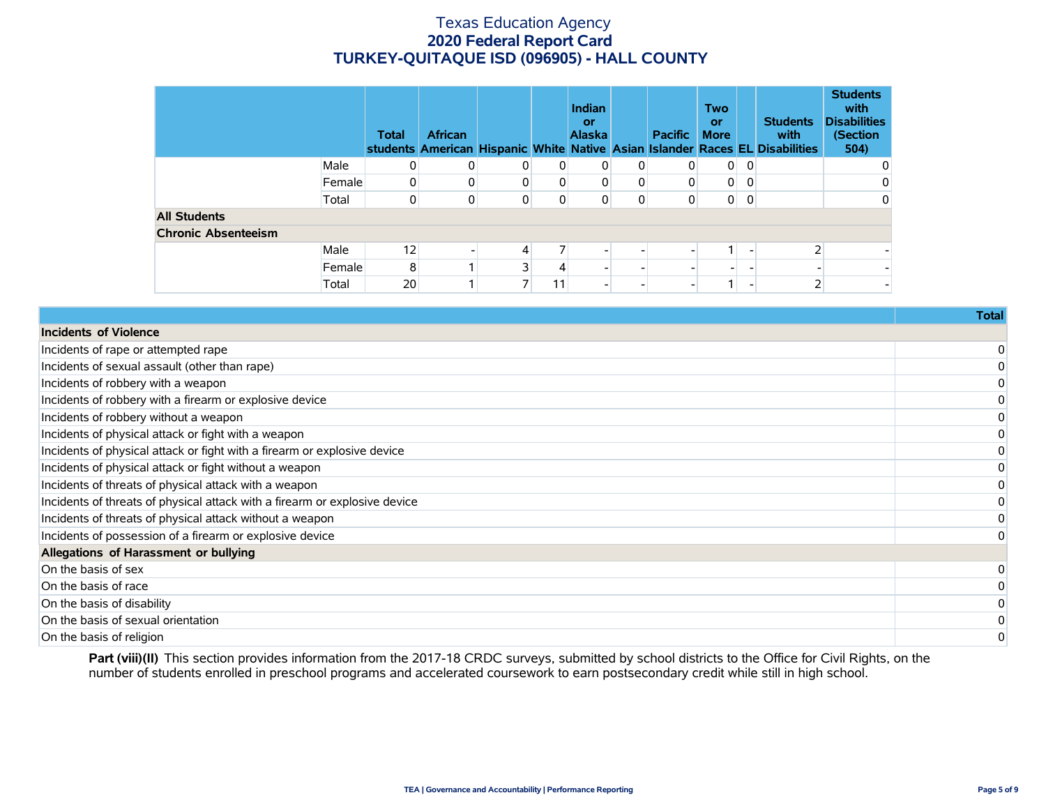# Texas Education Agency
## 2020 Federal Report Card
## TURKEY-QUITAQUE ISD (096905) - HALL COUNTY

| | | Total students | African American | Hispanic | White | Indian or Alaska Native | Asian | Pacific Islander | Two or More Races | EL | Students with Disabilities | Students with Disabilities (Section 504) |
|---|---|---|---|---|---|---|---|---|---|---|---|---|
| | Male | 0 | 0 | 0 | 0 | 0 | 0 | 0 | 0 | 0 | | 0 |
| | Female | 0 | 0 | 0 | 0 | 0 | 0 | 0 | 0 | 0 | | 0 |
| | Total | 0 | 0 | 0 | 0 | 0 | 0 | 0 | 0 | 0 | | 0 |
| **All Students** | | | | | | | | | | | | |
| **Chronic Absenteeism** | | | | | | | | | | | | |
| | Male | 12 | - | 4 | 7 | - | - | - | 1 | - | 2 | - |
| | Female | 8 | 1 | 3 | 4 | - | - | - | - | - | - | - |
| | Total | 20 | 1 | 7 | 11 | - | - | - | 1 | - | 2 | - |

| | Total |
|---|---|
| **Incidents of Violence** | |
| Incidents of rape or attempted rape | 0 |
| Incidents of sexual assault (other than rape) | 0 |
| Incidents of robbery with a weapon | 0 |
| Incidents of robbery with a firearm or explosive device | 0 |
| Incidents of robbery without a weapon | 0 |
| Incidents of physical attack or fight with a weapon | 0 |
| Incidents of physical attack or fight with a firearm or explosive device | 0 |
| Incidents of physical attack or fight without a weapon | 0 |
| Incidents of threats of physical attack with a weapon | 0 |
| Incidents of threats of physical attack with a firearm or explosive device | 0 |
| Incidents of threats of physical attack without a weapon | 0 |
| Incidents of possession of a firearm or explosive device | 0 |
| **Allegations of Harassment or bullying** | |
| On the basis of sex | 0 |
| On the basis of race | 0 |
| On the basis of disability | 0 |
| On the basis of sexual orientation | 0 |
| On the basis of religion | 0 |

**Part (viii)(II)** This section provides information from the 2017-18 CRDC surveys, submitted by school districts to the Office for Civil Rights, on the number of students enrolled in preschool programs and accelerated coursework to earn postsecondary credit while still in high school.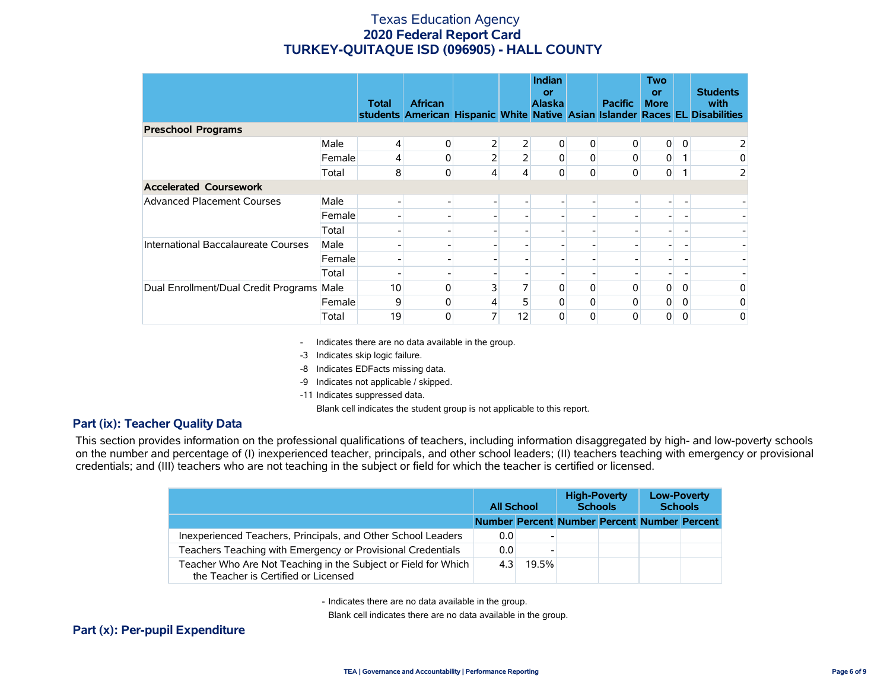# Texas Education Agency
## 2020 Federal Report Card
## TURKEY-QUITAQUE ISD (096905) - HALL COUNTY

| | | Total students | African American | Hispanic | White | Indian or Alaska Native | Asian | Pacific Islander | Two or More Races | EL | Students with Disabilities |
|---|---|---|---|---|---|---|---|---|---|---|---|
| **Preschool Programs** | | | | | | | | | | | |
| | Male | 4 | 0 | 2 | 2 | 0 | 0 | 0 | 0 | 0 | 2 |
| | Female | 4 | 0 | 2 | 2 | 0 | 0 | 0 | 0 | 1 | 0 |
| | Total | 8 | 0 | 4 | 4 | 0 | 0 | 0 | 0 | 1 | 2 |
| **Accelerated Coursework** | | | | | | | | | | | |
| Advanced Placement Courses | Male | - | - | - | - | - | - | - | - | - | - |
| | Female | - | - | - | - | - | - | - | - | - | - |
| | Total | - | - | - | - | - | - | - | - | - | - |
| International Baccalaureate Courses | Male | - | - | - | - | - | - | - | - | - | - |
| | Female | - | - | - | - | - | - | - | - | - | - |
| | Total | - | - | - | - | - | - | - | - | - | - |
| Dual Enrollment/Dual Credit Programs | Male | 10 | 0 | 3 | 7 | 0 | 0 | 0 | 0 | 0 | 0 |
| | Female | 9 | 0 | 4 | 5 | 0 | 0 | 0 | 0 | 0 | 0 |
| | Total | 19 | 0 | 7 | 12 | 0 | 0 | 0 | 0 | 0 | 0 |

- `-` Indicates there are no data available in the group.
- `-3` Indicates skip logic failure.
- `-8` Indicates EDFacts missing data.
- `-9` Indicates not applicable / skipped.
- `-11` Indicates suppressed data.
- Blank cell indicates the student group is not applicable to this report.

## Part (ix): Teacher Quality Data

This section provides information on the professional qualifications of teachers, including information disaggregated by high- and low-poverty schools on the number and percentage of (I) inexperienced teacher, principals, and other school leaders; (II) teachers teaching with emergency or provisional credentials; and (III) teachers who are not teaching in the subject or field for which the teacher is certified or licensed.

| | All School | | High-Poverty Schools | | Low-Poverty Schools | |
|---|---|---|---|---|---|---|
| | Number | Percent | Number | Percent | Number | Percent |
| Inexperienced Teachers, Principals, and Other School Leaders | 0.0 | - | | | | |
| Teachers Teaching with Emergency or Provisional Credentials | 0.0 | - | | | | |
| Teacher Who Are Not Teaching in the Subject or Field for Which the Teacher is Certified or Licensed | 4.3 | 19.5% | | | | |

- `-` Indicates there are no data available in the group.
- Blank cell indicates there are no data available in the group.

## Part (x): Per-pupil Expenditure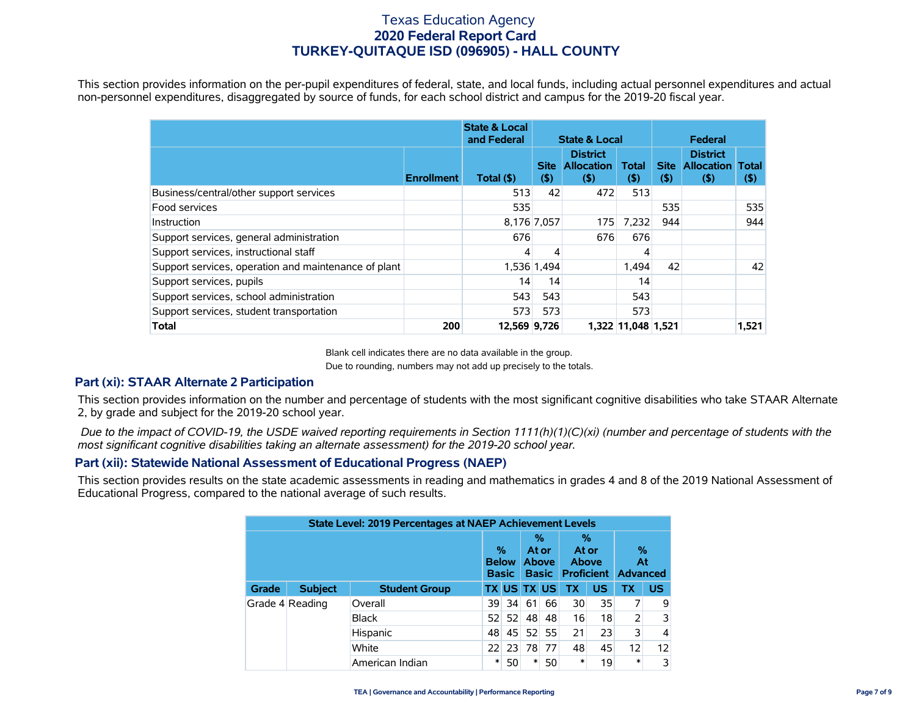# Texas Education Agency
## 2020 Federal Report Card
## TURKEY-QUITAQUE ISD (096905) - HALL COUNTY

This section provides information on the per-pupil expenditures of federal, state, and local funds, including actual personnel expenditures and actual non-personnel expenditures, disaggregated by source of funds, for each school district and campus for the 2019-20 fiscal year.

| | | State & Local and Federal | State & Local | | | Federal | | |
|---|---|---|---|---|---|---|---|---|
| | Enrollment | Total ($) | Site ($) | District Allocation ($) | Total ($) | Site ($) | District Allocation ($) | Total ($) |
| Business/central/other support services | | 513 | 42 | 472 | 513 | | | |
| Food services | | 535 | | | | 535 | | 535 |
| Instruction | | 8,176 | 7,057 | 175 | 7,232 | 944 | | 944 |
| Support services, general administration | | 676 | | 676 | 676 | | | |
| Support services, instructional staff | | 4 | 4 | | 4 | | | |
| Support services, operation and maintenance of plant | | 1,536 | 1,494 | | 1,494 | 42 | | 42 |
| Support services, pupils | | 14 | 14 | | 14 | | | |
| Support services, school administration | | 543 | 543 | | 543 | | | |
| Support services, student transportation | | 573 | 573 | | 573 | | | |
| **Total** | **200** | **12,569** | **9,726** | **1,322** | **11,048** | **1,521** | | **1,521** |

Blank cell indicates there are no data available in the group.

Due to rounding, numbers may not add up precisely to the totals.

## Part (xi): STAAR Alternate 2 Participation

This section provides information on the number and percentage of students with the most significant cognitive disabilities who take STAAR Alternate 2, by grade and subject for the 2019-20 school year.

*Due to the impact of COVID-19, the USDE waived reporting requirements in Section 1111(h)(1)(C)(xi) (number and percentage of students with the most significant cognitive disabilities taking an alternate assessment) for the 2019-20 school year.*

## Part (xii): Statewide National Assessment of Educational Progress (NAEP)

This section provides results on the state academic assessments in reading and mathematics in grades 4 and 8 of the 2019 National Assessment of Educational Progress, compared to the national average of such results.

| State Level: 2019 Percentages at NAEP Achievement Levels | | | | | | | | | | |
|---|---|---|---|---|---|---|---|---|---|---|
| | | | % Below Basic | | % At or Above Basic | | % At or Above Proficient | | % At Advanced | |
| Grade | Subject | Student Group | TX | US | TX | US | TX | US | TX | US |
| Grade 4 | Reading | Overall | 39 | 34 | 61 | 66 | 30 | 35 | 7 | 9 |
| | | Black | 52 | 52 | 48 | 48 | 16 | 18 | 2 | 3 |
| | | Hispanic | 48 | 45 | 52 | 55 | 21 | 23 | 3 | 4 |
| | | White | 22 | 23 | 78 | 77 | 48 | 45 | 12 | 12 |
| | | American Indian | * | 50 | * | 50 | * | 19 | * | 3 |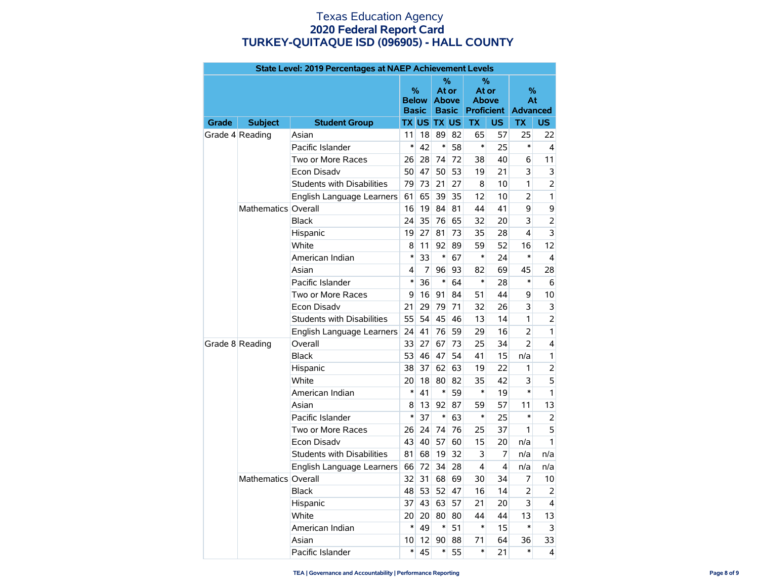# Texas Education Agency
## 2020 Federal Report Card
## TURKEY-QUITAQUE ISD (096905) - HALL COUNTY

| State Level: 2019 Percentages at NAEP Achievement Levels | | | | | | | | | | |
|---|---|---|---|---|---|---|---|---|---|---|
| | | | % Below Basic | | % At or Above Basic | | % At or Above Proficient | | % At Advanced | |
| Grade | Subject | Student Group | TX | US | TX | US | TX | US | TX | US |
| Grade 4 | Reading | Asian | 11 | 18 | 89 | 82 | 65 | 57 | 25 | 22 |
| | | Pacific Islander | * | 42 | * | 58 | * | 25 | * | 4 |
| | | Two or More Races | 26 | 28 | 74 | 72 | 38 | 40 | 6 | 11 |
| | | Econ Disadv | 50 | 47 | 50 | 53 | 19 | 21 | 3 | 3 |
| | | Students with Disabilities | 79 | 73 | 21 | 27 | 8 | 10 | 1 | 2 |
| | | English Language Learners | 61 | 65 | 39 | 35 | 12 | 10 | 2 | 1 |
| | Mathematics | Overall | 16 | 19 | 84 | 81 | 44 | 41 | 9 | 9 |
| | | Black | 24 | 35 | 76 | 65 | 32 | 20 | 3 | 2 |
| | | Hispanic | 19 | 27 | 81 | 73 | 35 | 28 | 4 | 3 |
| | | White | 8 | 11 | 92 | 89 | 59 | 52 | 16 | 12 |
| | | American Indian | * | 33 | * | 67 | * | 24 | * | 4 |
| | | Asian | 4 | 7 | 96 | 93 | 82 | 69 | 45 | 28 |
| | | Pacific Islander | * | 36 | * | 64 | * | 28 | * | 6 |
| | | Two or More Races | 9 | 16 | 91 | 84 | 51 | 44 | 9 | 10 |
| | | Econ Disadv | 21 | 29 | 79 | 71 | 32 | 26 | 3 | 3 |
| | | Students with Disabilities | 55 | 54 | 45 | 46 | 13 | 14 | 1 | 2 |
| | | English Language Learners | 24 | 41 | 76 | 59 | 29 | 16 | 2 | 1 |
| Grade 8 | Reading | Overall | 33 | 27 | 67 | 73 | 25 | 34 | 2 | 4 |
| | | Black | 53 | 46 | 47 | 54 | 41 | 15 | n/a | 1 |
| | | Hispanic | 38 | 37 | 62 | 63 | 19 | 22 | 1 | 2 |
| | | White | 20 | 18 | 80 | 82 | 35 | 42 | 3 | 5 |
| | | American Indian | * | 41 | * | 59 | * | 19 | * | 1 |
| | | Asian | 8 | 13 | 92 | 87 | 59 | 57 | 11 | 13 |
| | | Pacific Islander | * | 37 | * | 63 | * | 25 | * | 2 |
| | | Two or More Races | 26 | 24 | 74 | 76 | 25 | 37 | 1 | 5 |
| | | Econ Disadv | 43 | 40 | 57 | 60 | 15 | 20 | n/a | 1 |
| | | Students with Disabilities | 81 | 68 | 19 | 32 | 3 | 7 | n/a | n/a |
| | | English Language Learners | 66 | 72 | 34 | 28 | 4 | 4 | n/a | n/a |
| | Mathematics | Overall | 32 | 31 | 68 | 69 | 30 | 34 | 7 | 10 |
| | | Black | 48 | 53 | 52 | 47 | 16 | 14 | 2 | 2 |
| | | Hispanic | 37 | 43 | 63 | 57 | 21 | 20 | 3 | 4 |
| | | White | 20 | 20 | 80 | 80 | 44 | 44 | 13 | 13 |
| | | American Indian | * | 49 | * | 51 | * | 15 | * | 3 |
| | | Asian | 10 | 12 | 90 | 88 | 71 | 64 | 36 | 33 |
| | | Pacific Islander | * | 45 | * | 55 | * | 21 | * | 4 |

TEA | Governance and Accountability | Performance Reporting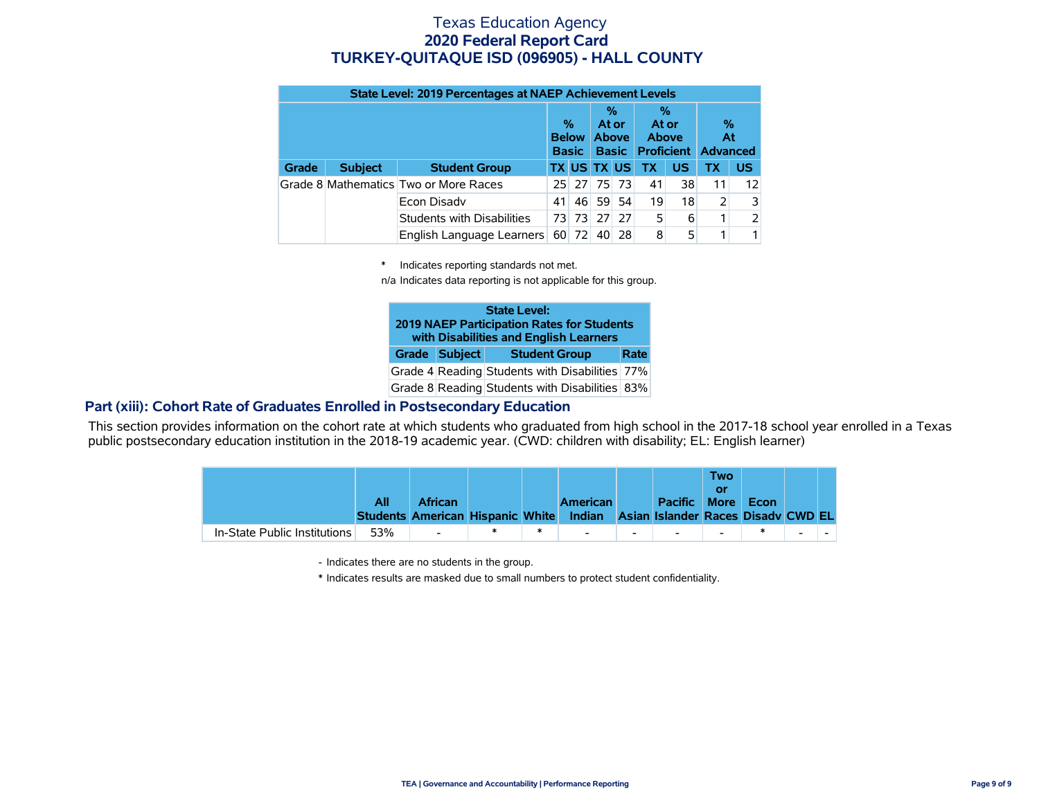# Texas Education Agency
## 2020 Federal Report Card
## TURKEY-QUITAQUE ISD (096905) - HALL COUNTY

| State Level: 2019 Percentages at NAEP Achievement Levels | | | | | | | | | | |
|---|---|---|---|---|---|---|---|---|---|---|
| | | | % Below Basic | | % At or Above Basic | | % At or Above Proficient | | % At Advanced | |
| Grade | Subject | Student Group | TX | US | TX | US | TX | US | TX | US |
| Grade 8 | Mathematics | Two or More Races | 25 | 27 | 75 | 73 | 41 | 38 | 11 | 12 |
| | | Econ Disadv | 41 | 46 | 59 | 54 | 19 | 18 | 2 | 3 |
| | | Students with Disabilities | 73 | 73 | 27 | 27 | 5 | 6 | 1 | 2 |
| | | English Language Learners | 60 | 72 | 40 | 28 | 8 | 5 | 1 | 1 |

\* Indicates reporting standards not met.

n/a Indicates data reporting is not applicable for this group.

| State Level: 2019 NAEP Participation Rates for Students with Disabilities and English Learners | | | |
|---|---|---|---|
| Grade | Subject | Student Group | Rate |
| Grade 4 | Reading | Students with Disabilities | 77% |
| Grade 8 | Reading | Students with Disabilities | 83% |

### Part (xiii): Cohort Rate of Graduates Enrolled in Postsecondary Education

This section provides information on the cohort rate at which students who graduated from high school in the 2017-18 school year enrolled in a Texas public postsecondary education institution in the 2018-19 academic year. (CWD: children with disability; EL: English learner)

| | All Students | African American | Hispanic | White | American Indian | Asian | Pacific Islander | Two or More Races | Econ Disadv | CWD | EL |
|---|---|---|---|---|---|---|---|---|---|---|---|
| In-State Public Institutions | 53% | - | * | * | - | - | - | - | * | - | - |

\- Indicates there are no students in the group.

\* Indicates results are masked due to small numbers to protect student confidentiality.